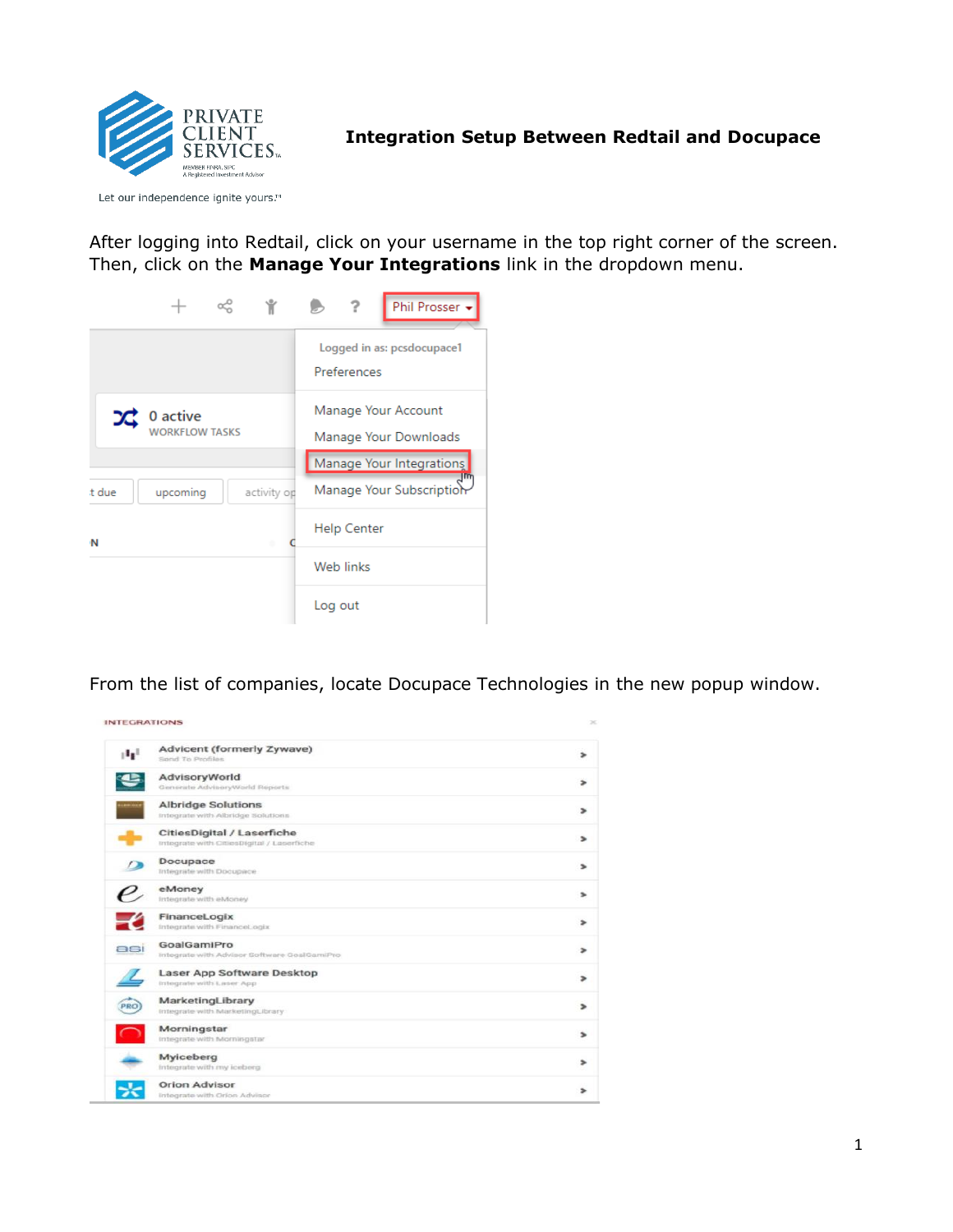PRIVATE CLIENT SERVICES

MEMBER FINRA, SIPC
A Registered Investment Advisor

Let our independence ignite yours.™

# Integration Setup Between Redtail and Docupace

After logging into Redtail, click on your username in the top right corner of the screen. Then, click on the **Manage Your Integrations** link in the dropdown menu.

From the list of companies, locate Docupace Technologies in the new popup window.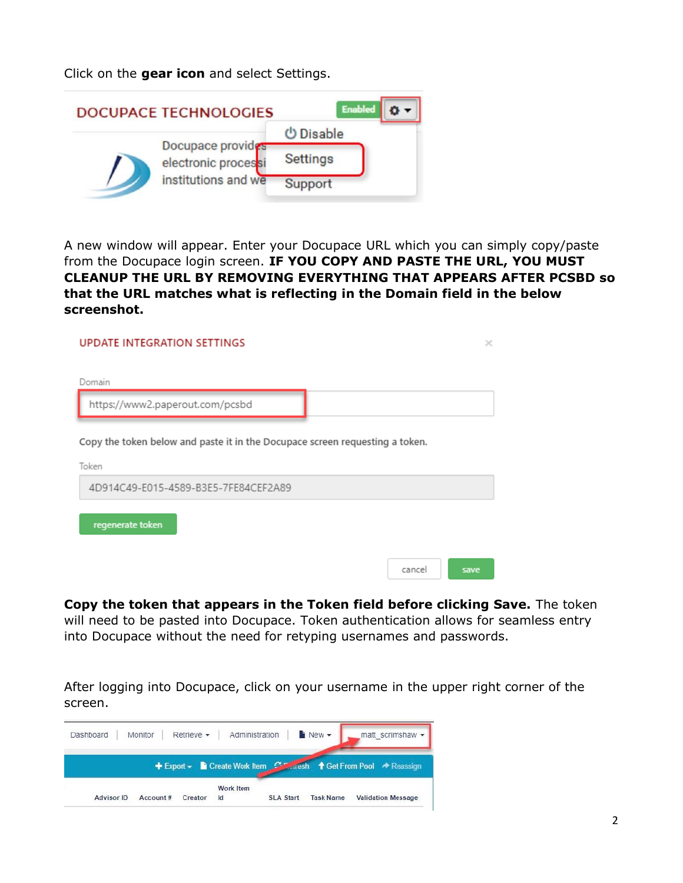Click on the **gear icon** and select Settings.

A new window will appear. Enter your Docupace URL which you can simply copy/paste from the Docupace login screen. **IF YOU COPY AND PASTE THE URL, YOU MUST CLEANUP THE URL BY REMOVING EVERYTHING THAT APPEARS AFTER PCSBD so that the URL matches what is reflecting in the Domain field in the below screenshot.**

**Copy the token that appears in the Token field before clicking Save.** The token will need to be pasted into Docupace. Token authentication allows for seamless entry into Docupace without the need for retyping usernames and passwords.

After logging into Docupace, click on your username in the upper right corner of the screen.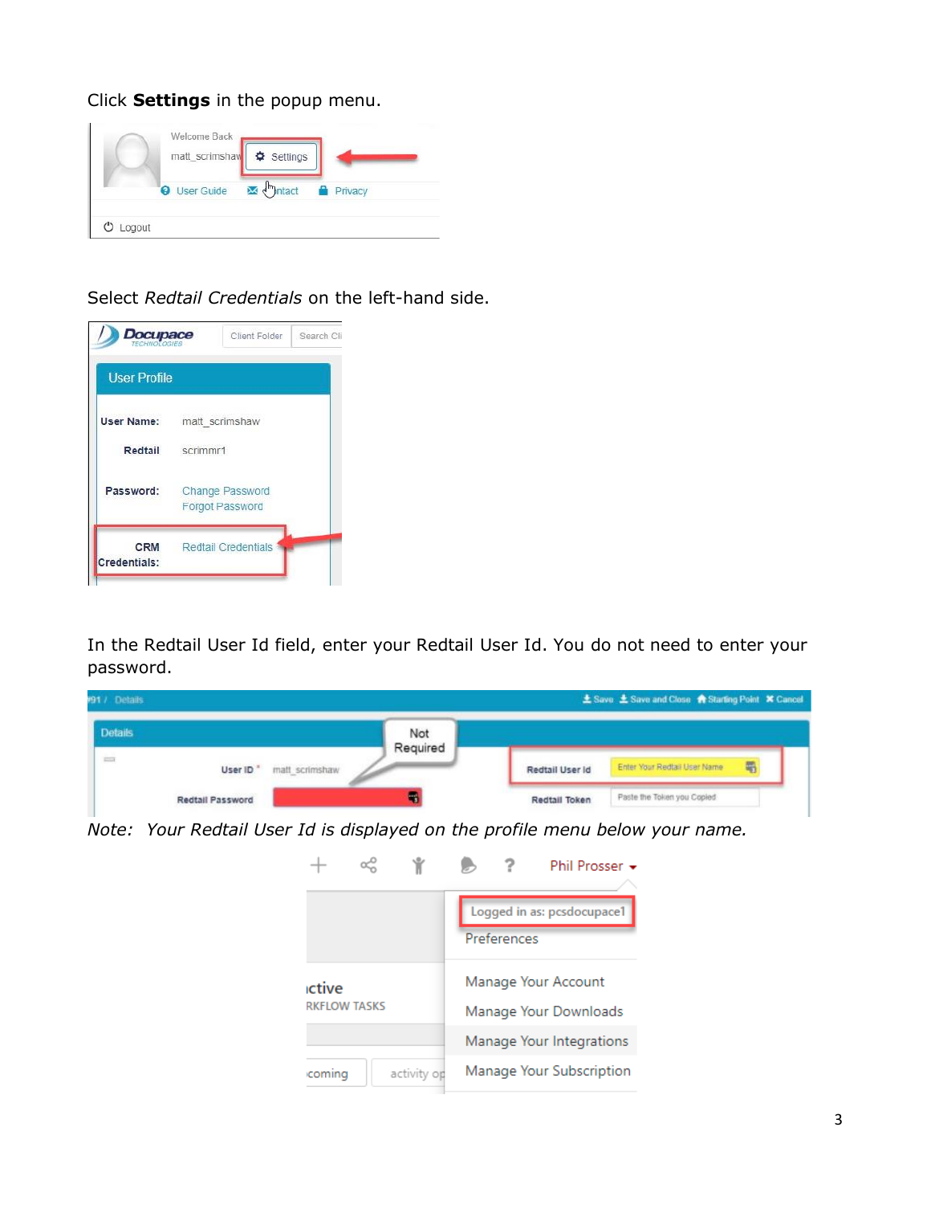Click **Settings** in the popup menu.

Select *Redtail Credentials* on the left-hand side.

In the Redtail User Id field, enter your Redtail User Id. You do not need to enter your password.

*Note: Your Redtail User Id is displayed on the profile menu below your name.*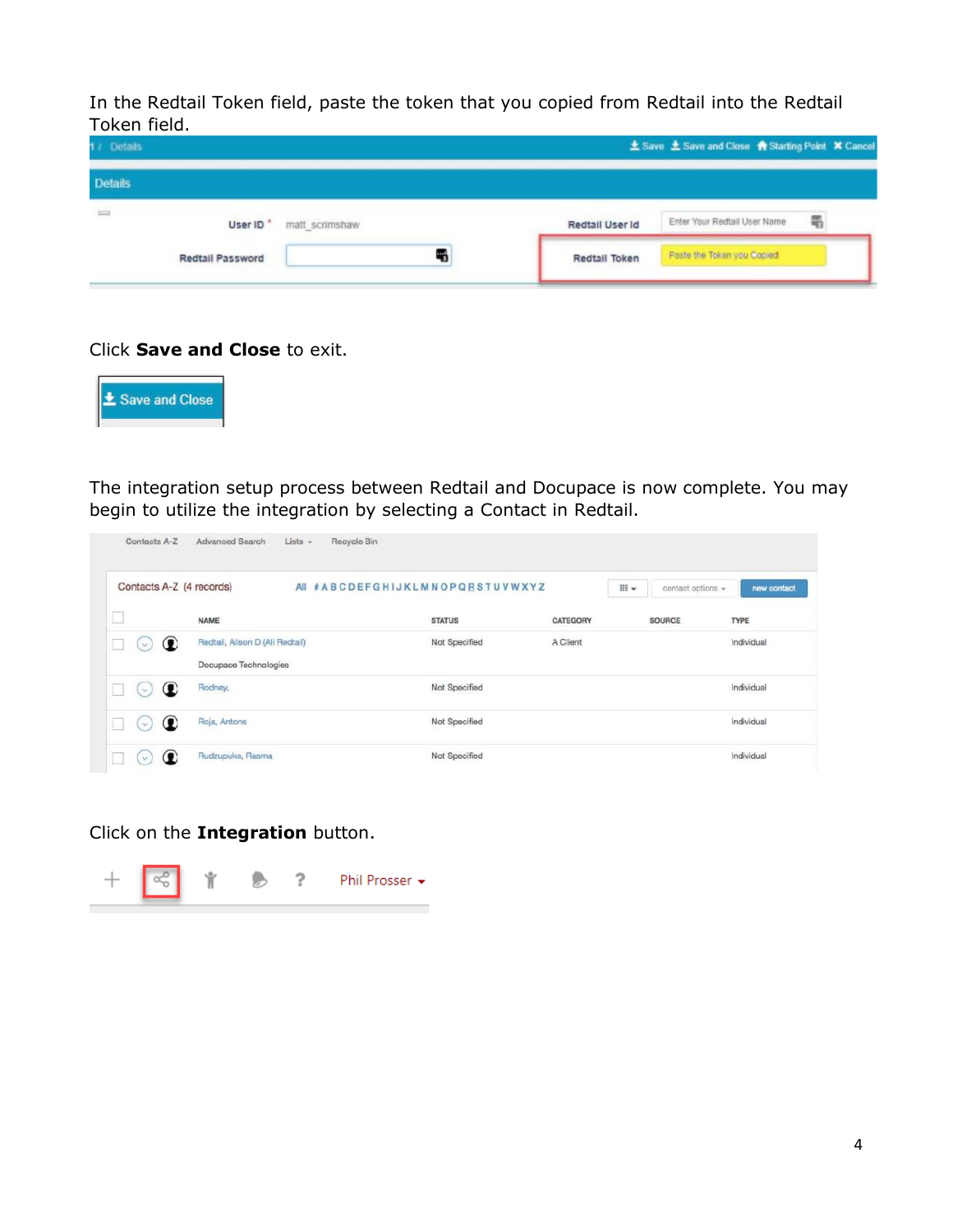In the Redtail Token field, paste the token that you copied from Redtail into the Redtail Token field.

Click **Save and Close** to exit.

The integration setup process between Redtail and Docupace is now complete. You may begin to utilize the integration by selecting a Contact in Redtail.

Click on the **Integration** button.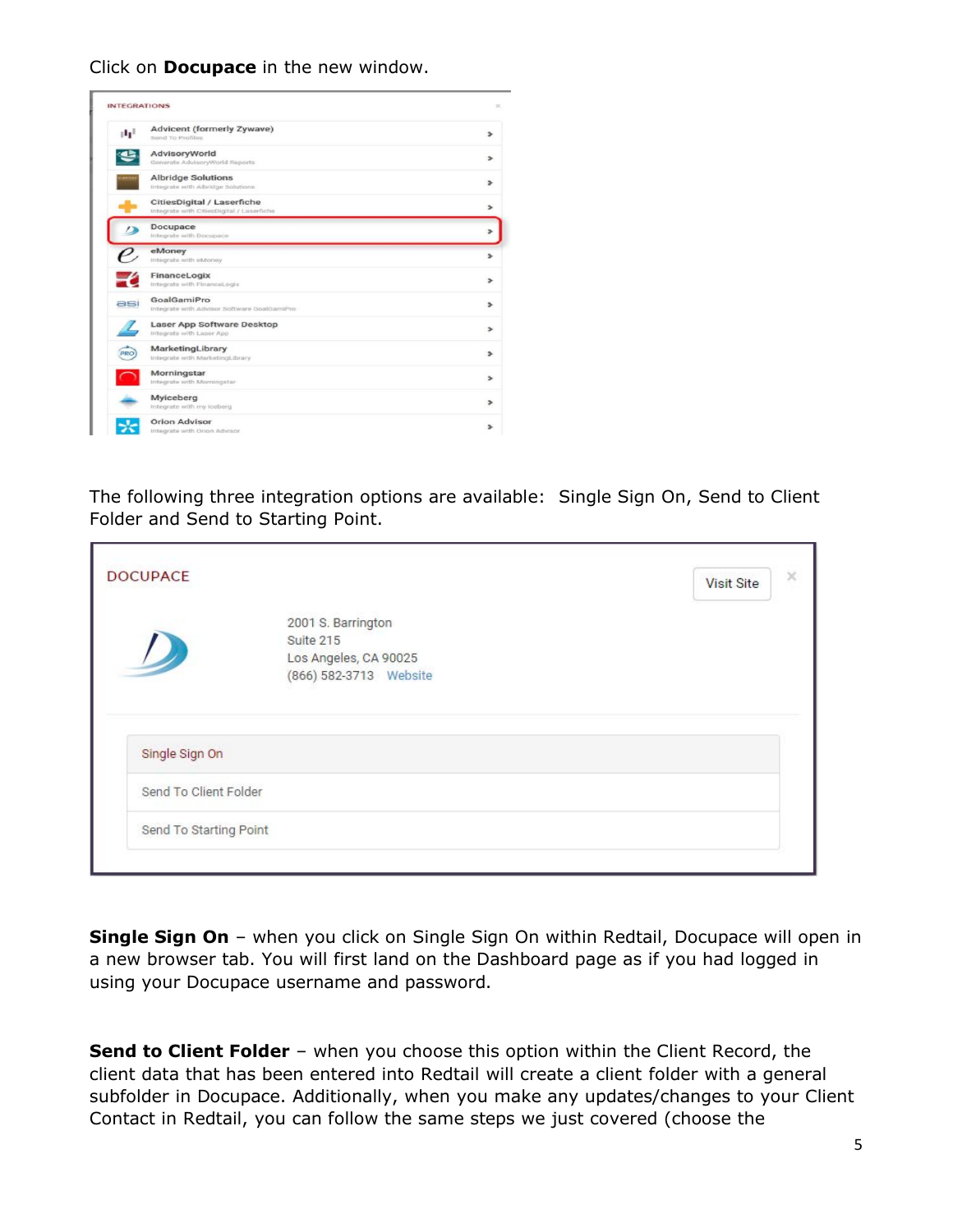Click on **Docupace** in the new window.

The following three integration options are available:  Single Sign On, Send to Client Folder and Send to Starting Point.

**Single Sign On** – when you click on Single Sign On within Redtail, Docupace will open in a new browser tab. You will first land on the Dashboard page as if you had logged in using your Docupace username and password.

**Send to Client Folder** – when you choose this option within the Client Record, the client data that has been entered into Redtail will create a client folder with a general subfolder in Docupace. Additionally, when you make any updates/changes to your Client Contact in Redtail, you can follow the same steps we just covered (choose the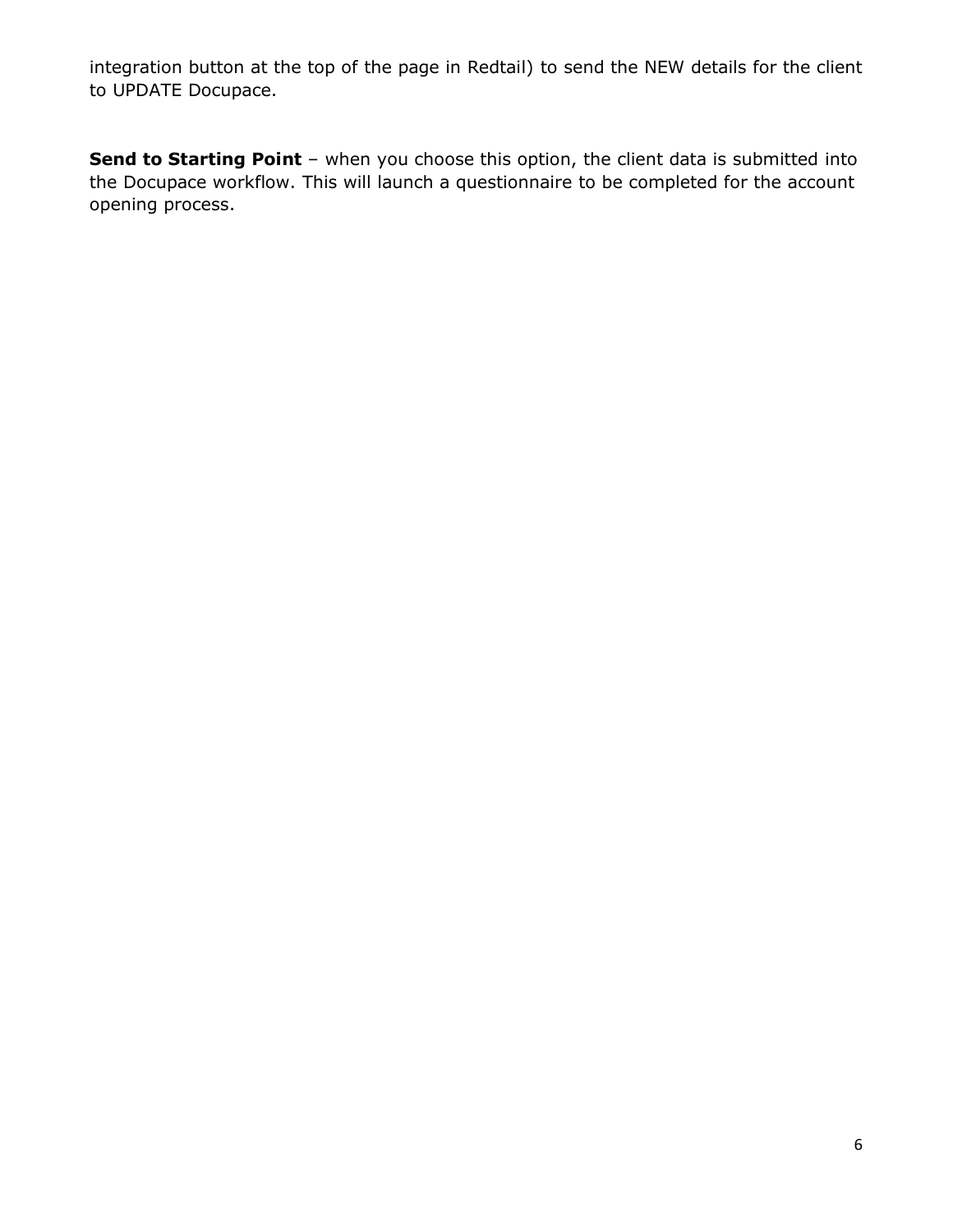integration button at the top of the page in Redtail) to send the NEW details for the client to UPDATE Docupace.

**Send to Starting Point** – when you choose this option, the client data is submitted into the Docupace workflow. This will launch a questionnaire to be completed for the account opening process.